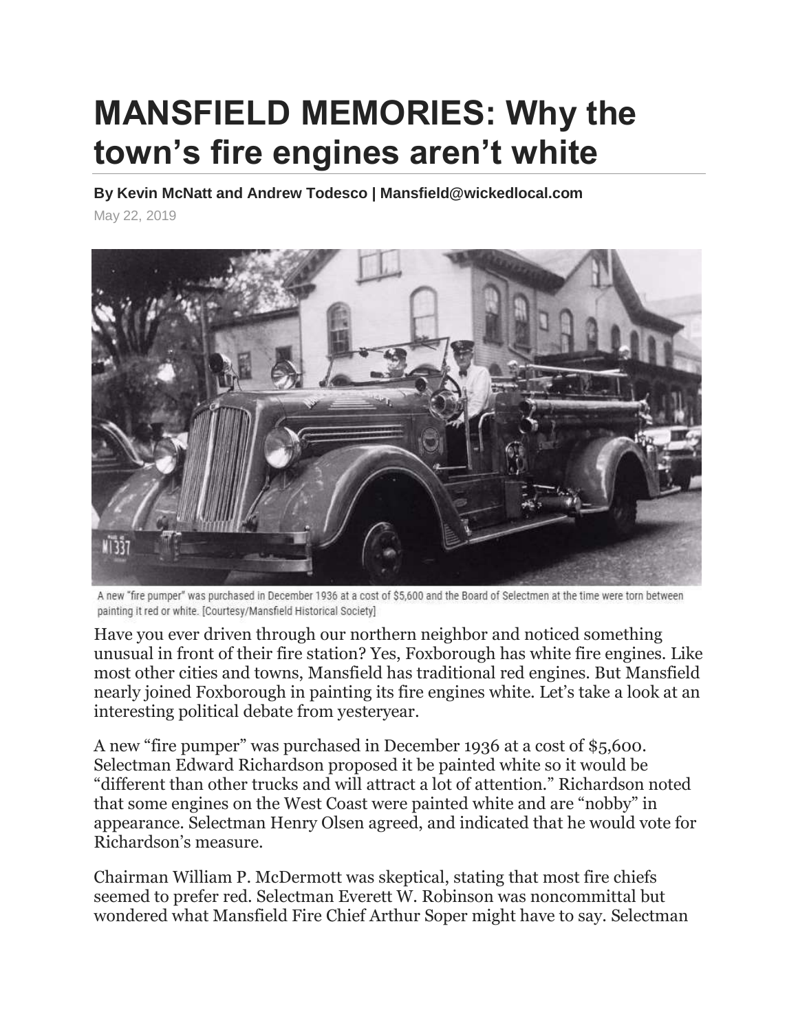# MANSFIELD MEMORIES: Why the town's fire engines aren't white

**By Kevin McNatt and Andrew Todesco | Mansfield@wickedlocal.com**

May 22, 2019

A new "fire pumper" was purchased in December 1936 at a cost of $5,600 and the Board of Selectmen at the time were torn between painting it red or white. [Courtesy/Mansfield Historical Society]

Have you ever driven through our northern neighbor and noticed something unusual in front of their fire station? Yes, Foxborough has white fire engines. Like most other cities and towns, Mansfield has traditional red engines. But Mansfield nearly joined Foxborough in painting its fire engines white. Let's take a look at an interesting political debate from yesteryear.

A new "fire pumper" was purchased in December 1936 at a cost of $5,600. Selectman Edward Richardson proposed it be painted white so it would be "different than other trucks and will attract a lot of attention." Richardson noted that some engines on the West Coast were painted white and are "nobby" in appearance. Selectman Henry Olsen agreed, and indicated that he would vote for Richardson's measure.

Chairman William P. McDermott was skeptical, stating that most fire chiefs seemed to prefer red. Selectman Everett W. Robinson was noncommittal but wondered what Mansfield Fire Chief Arthur Soper might have to say. Selectman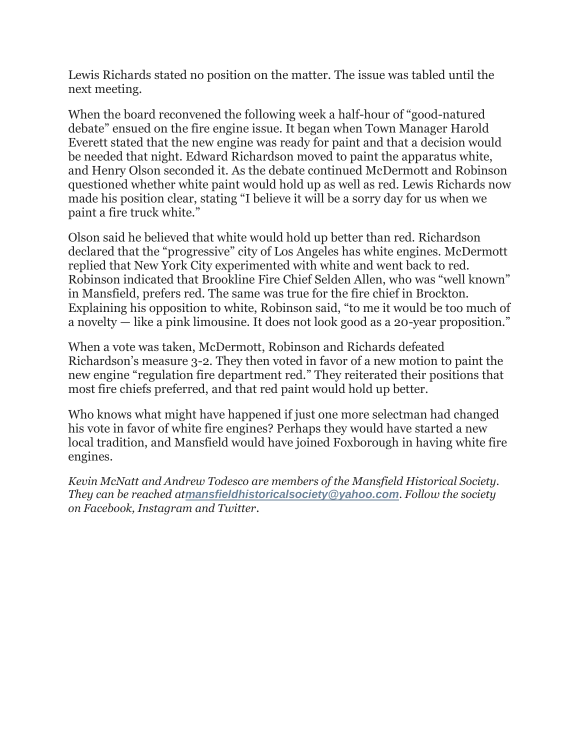Lewis Richards stated no position on the matter. The issue was tabled until the next meeting.

When the board reconvened the following week a half-hour of "good-natured debate" ensued on the fire engine issue. It began when Town Manager Harold Everett stated that the new engine was ready for paint and that a decision would be needed that night. Edward Richardson moved to paint the apparatus white, and Henry Olson seconded it. As the debate continued McDermott and Robinson questioned whether white paint would hold up as well as red. Lewis Richards now made his position clear, stating "I believe it will be a sorry day for us when we paint a fire truck white."

Olson said he believed that white would hold up better than red. Richardson declared that the "progressive" city of Los Angeles has white engines. McDermott replied that New York City experimented with white and went back to red. Robinson indicated that Brookline Fire Chief Selden Allen, who was "well known" in Mansfield, prefers red. The same was true for the fire chief in Brockton. Explaining his opposition to white, Robinson said, "to me it would be too much of a novelty — like a pink limousine. It does not look good as a 20-year proposition."

When a vote was taken, McDermott, Robinson and Richards defeated Richardson's measure 3-2. They then voted in favor of a new motion to paint the new engine "regulation fire department red." They reiterated their positions that most fire chiefs preferred, and that red paint would hold up better.

Who knows what might have happened if just one more selectman had changed his vote in favor of white fire engines? Perhaps they would have started a new local tradition, and Mansfield would have joined Foxborough in having white fire engines.

*Kevin McNatt and Andrew Todesco are members of the Mansfield Historical Society. They can be reached at **mansfieldhistoricalsociety@yahoo.com**. Follow the society on Facebook, Instagram and Twitter.*